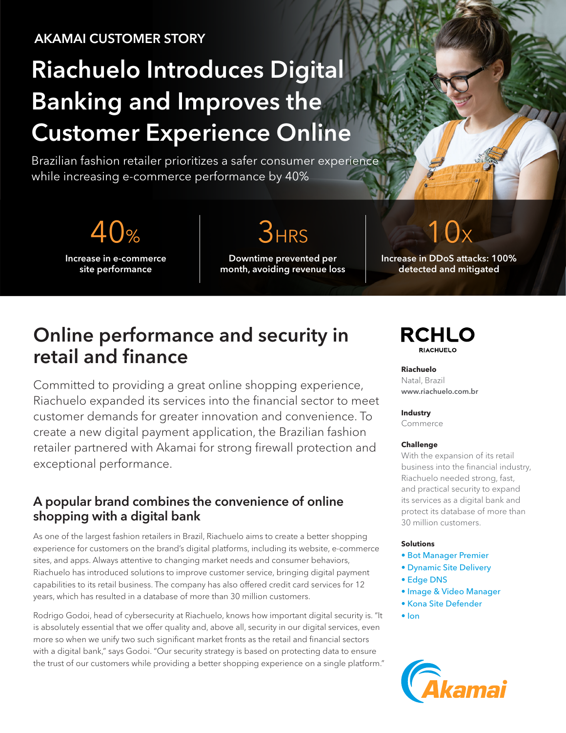AKAMAI CUSTOMER STORY

# Riachuelo Introduces Digital Banking and Improves the Customer Experience Online

Brazilian fashion retailer prioritizes a safer consumer experience while increasing e-commerce performance by 40%

**40%**
Increase in e-commerce site performance

**3HRS**
Downtime prevented per month, avoiding revenue loss

**10x**
Increase in DDoS attacks: 100% detected and mitigated

## Online performance and security in retail and finance

Committed to providing a great online shopping experience, Riachuelo expanded its services into the financial sector to meet customer demands for greater innovation and convenience. To create a new digital payment application, the Brazilian fashion retailer partnered with Akamai for strong firewall protection and exceptional performance.

### A popular brand combines the convenience of online shopping with a digital bank

As one of the largest fashion retailers in Brazil, Riachuelo aims to create a better shopping experience for customers on the brand's digital platforms, including its website, e-commerce sites, and apps. Always attentive to changing market needs and consumer behaviors, Riachuelo has introduced solutions to improve customer service, bringing digital payment capabilities to its retail business. The company has also offered credit card services for 12 years, which has resulted in a database of more than 30 million customers.

Rodrigo Godoi, head of cybersecurity at Riachuelo, knows how important digital security is. "It is absolutely essential that we offer quality and, above all, security in our digital services, even more so when we unify two such significant market fronts as the retail and financial sectors with a digital bank," says Godoi. "Our security strategy is based on protecting data to ensure the trust of our customers while providing a better shopping experience on a single platform."

RCHLO
RIACHUELO

**Riachuelo**
Natal, Brazil
www.riachuelo.com.br

**Industry**
Commerce

**Challenge**
With the expansion of its retail business into the financial industry, Riachuelo needed strong, fast, and practical security to expand its services as a digital bank and protect its database of more than 30 million customers.

**Solutions**
- Bot Manager Premier
- Dynamic Site Delivery
- Edge DNS
- Image & Video Manager
- Kona Site Defender
- Ion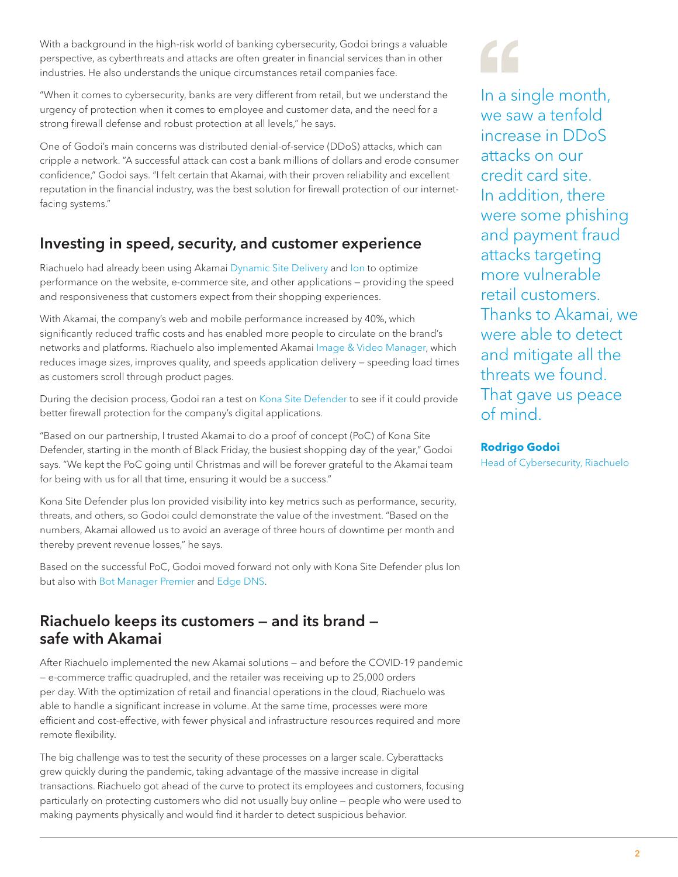With a background in the high-risk world of banking cybersecurity, Godoi brings a valuable perspective, as cyberthreats and attacks are often greater in financial services than in other industries. He also understands the unique circumstances retail companies face.

"When it comes to cybersecurity, banks are very different from retail, but we understand the urgency of protection when it comes to employee and customer data, and the need for a strong firewall defense and robust protection at all levels," he says.

One of Godoi's main concerns was distributed denial-of-service (DDoS) attacks, which can cripple a network. "A successful attack can cost a bank millions of dollars and erode consumer confidence," Godoi says. "I felt certain that Akamai, with their proven reliability and excellent reputation in the financial industry, was the best solution for firewall protection of our internet-facing systems."

## Investing in speed, security, and customer experience

Riachuelo had already been using Akamai Dynamic Site Delivery and Ion to optimize performance on the website, e-commerce site, and other applications — providing the speed and responsiveness that customers expect from their shopping experiences.

With Akamai, the company's web and mobile performance increased by 40%, which significantly reduced traffic costs and has enabled more people to circulate on the brand's networks and platforms. Riachuelo also implemented Akamai Image & Video Manager, which reduces image sizes, improves quality, and speeds application delivery — speeding load times as customers scroll through product pages.

During the decision process, Godoi ran a test on Kona Site Defender to see if it could provide better firewall protection for the company's digital applications.

"Based on our partnership, I trusted Akamai to do a proof of concept (PoC) of Kona Site Defender, starting in the month of Black Friday, the busiest shopping day of the year," Godoi says. "We kept the PoC going until Christmas and will be forever grateful to the Akamai team for being with us for all that time, ensuring it would be a success."

Kona Site Defender plus Ion provided visibility into key metrics such as performance, security, threats, and others, so Godoi could demonstrate the value of the investment. "Based on the numbers, Akamai allowed us to avoid an average of three hours of downtime per month and thereby prevent revenue losses," he says.

Based on the successful PoC, Godoi moved forward not only with Kona Site Defender plus Ion but also with Bot Manager Premier and Edge DNS.

## Riachuelo keeps its customers — and its brand — safe with Akamai

After Riachuelo implemented the new Akamai solutions — and before the COVID-19 pandemic — e-commerce traffic quadrupled, and the retailer was receiving up to 25,000 orders per day. With the optimization of retail and financial operations in the cloud, Riachuelo was able to handle a significant increase in volume. At the same time, processes were more efficient and cost-effective, with fewer physical and infrastructure resources required and more remote flexibility.

The big challenge was to test the security of these processes on a larger scale. Cyberattacks grew quickly during the pandemic, taking advantage of the massive increase in digital transactions. Riachuelo got ahead of the curve to protect its employees and customers, focusing particularly on protecting customers who did not usually buy online — people who were used to making payments physically and would find it harder to detect suspicious behavior.

> In a single month, we saw a tenfold increase in DDoS attacks on our credit card site. In addition, there were some phishing and payment fraud attacks targeting more vulnerable retail customers. Thanks to Akamai, we were able to detect and mitigate all the threats we found. That gave us peace of mind.
>
> **Rodrigo Godoi**
> Head of Cybersecurity, Riachuelo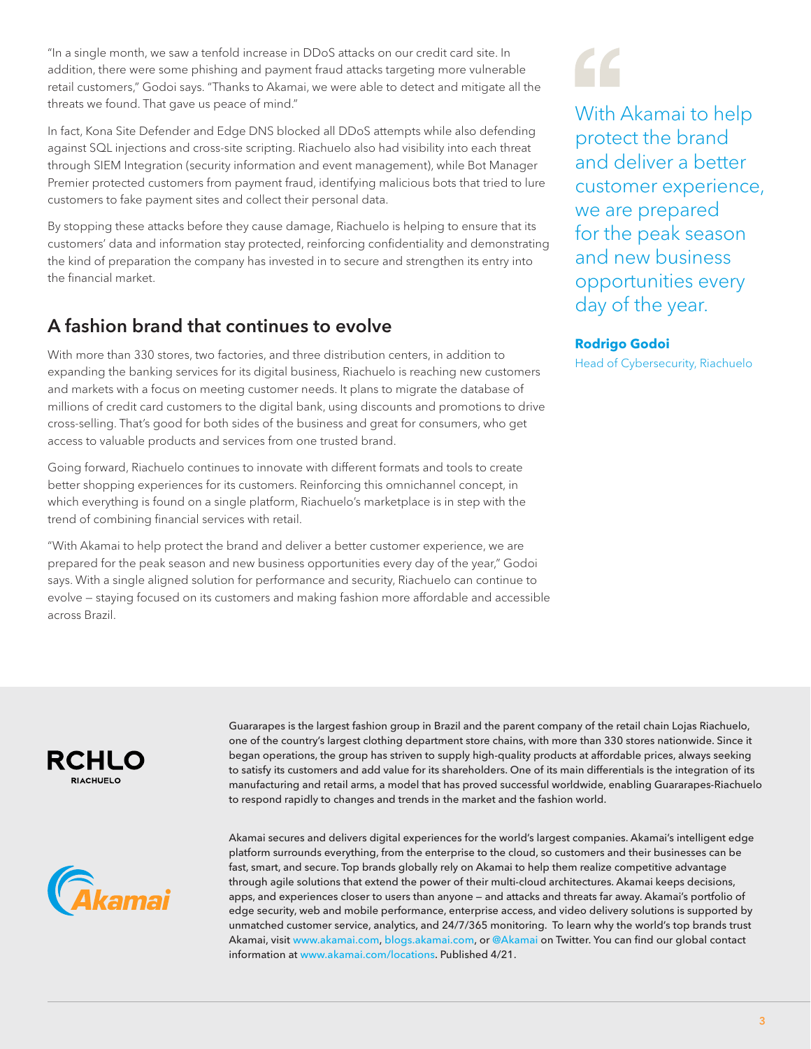"In a single month, we saw a tenfold increase in DDoS attacks on our credit card site. In addition, there were some phishing and payment fraud attacks targeting more vulnerable retail customers," Godoi says. "Thanks to Akamai, we were able to detect and mitigate all the threats we found. That gave us peace of mind."

In fact, Kona Site Defender and Edge DNS blocked all DDoS attempts while also defending against SQL injections and cross-site scripting. Riachuelo also had visibility into each threat through SIEM Integration (security information and event management), while Bot Manager Premier protected customers from payment fraud, identifying malicious bots that tried to lure customers to fake payment sites and collect their personal data.

By stopping these attacks before they cause damage, Riachuelo is helping to ensure that its customers' data and information stay protected, reinforcing confidentiality and demonstrating the kind of preparation the company has invested in to secure and strengthen its entry into the financial market.

## A fashion brand that continues to evolve

With more than 330 stores, two factories, and three distribution centers, in addition to expanding the banking services for its digital business, Riachuelo is reaching new customers and markets with a focus on meeting customer needs. It plans to migrate the database of millions of credit card customers to the digital bank, using discounts and promotions to drive cross-selling. That's good for both sides of the business and great for consumers, who get access to valuable products and services from one trusted brand.

Going forward, Riachuelo continues to innovate with different formats and tools to create better shopping experiences for its customers. Reinforcing this omnichannel concept, in which everything is found on a single platform, Riachuelo's marketplace is in step with the trend of combining financial services with retail.

"With Akamai to help protect the brand and deliver a better customer experience, we are prepared for the peak season and new business opportunities every day of the year," Godoi says. With a single aligned solution for performance and security, Riachuelo can continue to evolve — staying focused on its customers and making fashion more affordable and accessible across Brazil.

> With Akamai to help protect the brand and deliver a better customer experience, we are prepared for the peak season and new business opportunities every day of the year.
>
> **Rodrigo Godoi**
> Head of Cybersecurity, Riachuelo

RCHLO
RIACHUELO

Guararapes is the largest fashion group in Brazil and the parent company of the retail chain Lojas Riachuelo, one of the country's largest clothing department store chains, with more than 330 stores nationwide. Since it began operations, the group has striven to supply high-quality products at affordable prices, always seeking to satisfy its customers and add value for its shareholders. One of its main differentials is the integration of its manufacturing and retail arms, a model that has proved successful worldwide, enabling Guararapes-Riachuelo to respond rapidly to changes and trends in the market and the fashion world.

Akamai

Akamai secures and delivers digital experiences for the world's largest companies. Akamai's intelligent edge platform surrounds everything, from the enterprise to the cloud, so customers and their businesses can be fast, smart, and secure. Top brands globally rely on Akamai to help them realize competitive advantage through agile solutions that extend the power of their multi-cloud architectures. Akamai keeps decisions, apps, and experiences closer to users than anyone — and attacks and threats far away. Akamai's portfolio of edge security, web and mobile performance, enterprise access, and video delivery solutions is supported by unmatched customer service, analytics, and 24/7/365 monitoring. To learn why the world's top brands trust Akamai, visit www.akamai.com, blogs.akamai.com, or @Akamai on Twitter. You can find our global contact information at www.akamai.com/locations. Published 4/21.